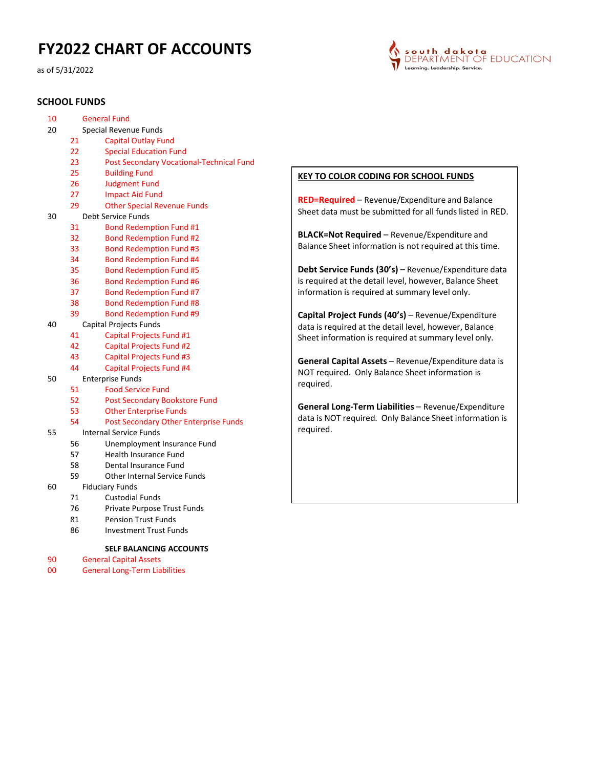# FY2022 CHART OF ACCOUNTS

as of 5/31/2022

south dakota DEPARTMENT OF EDUCATION
Learning. Leadership. Service.

## SCHOOL FUNDS

- 10 General Fund
- 20 Special Revenue Funds
  - 21 Capital Outlay Fund
  - 22 Special Education Fund
  - 23 Post Secondary Vocational-Technical Fund
  - 25 Building Fund
  - 26 Judgment Fund
  - 27 Impact Aid Fund
  - 29 Other Special Revenue Funds
- 30 Debt Service Funds
  - 31 Bond Redemption Fund #1
  - 32 Bond Redemption Fund #2
  - 33 Bond Redemption Fund #3
  - 34 Bond Redemption Fund #4
  - 35 Bond Redemption Fund #5
  - 36 Bond Redemption Fund #6
  - 37 Bond Redemption Fund #7
  - 38 Bond Redemption Fund #8
  - 39 Bond Redemption Fund #9
- 40 Capital Projects Funds
  - 41 Capital Projects Fund #1
  - 42 Capital Projects Fund #2
  - 43 Capital Projects Fund #3
  - 44 Capital Projects Fund #4
- 50 Enterprise Funds
  - 51 Food Service Fund
  - 52 Post Secondary Bookstore Fund
  - 53 Other Enterprise Funds
  - 54 Post Secondary Other Enterprise Funds
- 55 Internal Service Funds
  - 56 Unemployment Insurance Fund
  - 57 Health Insurance Fund
  - 58 Dental Insurance Fund
  - 59 Other Internal Service Funds
- 60 Fiduciary Funds
  - 71 Custodial Funds
  - 76 Private Purpose Trust Funds
  - 81 Pension Trust Funds
  - 86 Investment Trust Funds

**SELF BALANCING ACCOUNTS**

- 90 General Capital Assets
- 00 General Long-Term Liabilities

**KEY TO COLOR CODING FOR SCHOOL FUNDS**

**RED=Required** – Revenue/Expenditure and Balance Sheet data must be submitted for all funds listed in RED.

**BLACK=Not Required** – Revenue/Expenditure and Balance Sheet information is not required at this time.

**Debt Service Funds (30's)** – Revenue/Expenditure data is required at the detail level, however, Balance Sheet information is required at summary level only.

**Capital Project Funds (40's)** – Revenue/Expenditure data is required at the detail level, however, Balance Sheet information is required at summary level only.

**General Capital Assets** – Revenue/Expenditure data is NOT required. Only Balance Sheet information is required.

**General Long-Term Liabilities** – Revenue/Expenditure data is NOT required. Only Balance Sheet information is required.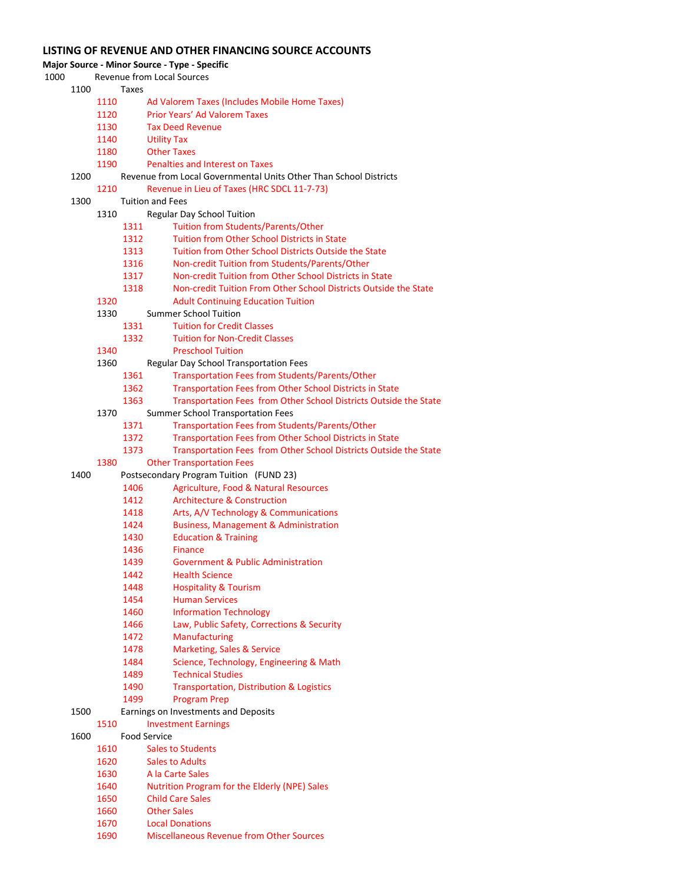## LISTING OF REVENUE AND OTHER FINANCING SOURCE ACCOUNTS

**Major Source - Minor Source - Type - Specific**

- 1000 Revenue from Local Sources
  - 1100 Taxes
    - 1110 Ad Valorem Taxes (Includes Mobile Home Taxes)
    - 1120 Prior Years' Ad Valorem Taxes
    - 1130 Tax Deed Revenue
    - 1140 Utility Tax
    - 1180 Other Taxes
    - 1190 Penalties and Interest on Taxes
  - 1200 Revenue from Local Governmental Units Other Than School Districts
    - 1210 Revenue in Lieu of Taxes (HRC SDCL 11-7-73)
  - 1300 Tuition and Fees
    - 1310 Regular Day School Tuition
      - 1311 Tuition from Students/Parents/Other
      - 1312 Tuition from Other School Districts in State
      - 1313 Tuition from Other School Districts Outside the State
      - 1316 Non-credit Tuition from Students/Parents/Other
      - 1317 Non-credit Tuition from Other School Districts in State
      - 1318 Non-credit Tuition From Other School Districts Outside the State
    - 1320 Adult Continuing Education Tuition
    - 1330 Summer School Tuition
      - 1331 Tuition for Credit Classes
      - 1332 Tuition for Non-Credit Classes
    - 1340 Preschool Tuition
    - 1360 Regular Day School Transportation Fees
      - 1361 Transportation Fees from Students/Parents/Other
      - 1362 Transportation Fees from Other School Districts in State
      - 1363 Transportation Fees from Other School Districts Outside the State
    - 1370 Summer School Transportation Fees
      - 1371 Transportation Fees from Students/Parents/Other
      - 1372 Transportation Fees from Other School Districts in State
      - 1373 Transportation Fees from Other School Districts Outside the State
    - 1380 Other Transportation Fees
  - 1400 Postsecondary Program Tuition (FUND 23)
    - 1406 Agriculture, Food & Natural Resources
    - 1412 Architecture & Construction
    - 1418 Arts, A/V Technology & Communications
    - 1424 Business, Management & Administration
    - 1430 Education & Training
    - 1436 Finance
    - 1439 Government & Public Administration
    - 1442 Health Science
    - 1448 Hospitality & Tourism
    - 1454 Human Services
    - 1460 Information Technology
    - 1466 Law, Public Safety, Corrections & Security
    - 1472 Manufacturing
    - 1478 Marketing, Sales & Service
    - 1484 Science, Technology, Engineering & Math
    - 1489 Technical Studies
    - 1490 Transportation, Distribution & Logistics
    - 1499 Program Prep
  - 1500 Earnings on Investments and Deposits
    - 1510 Investment Earnings
  - 1600 Food Service
    - 1610 Sales to Students
    - 1620 Sales to Adults
    - 1630 A la Carte Sales
    - 1640 Nutrition Program for the Elderly (NPE) Sales
    - 1650 Child Care Sales
    - 1660 Other Sales
    - 1670 Local Donations
    - 1690 Miscellaneous Revenue from Other Sources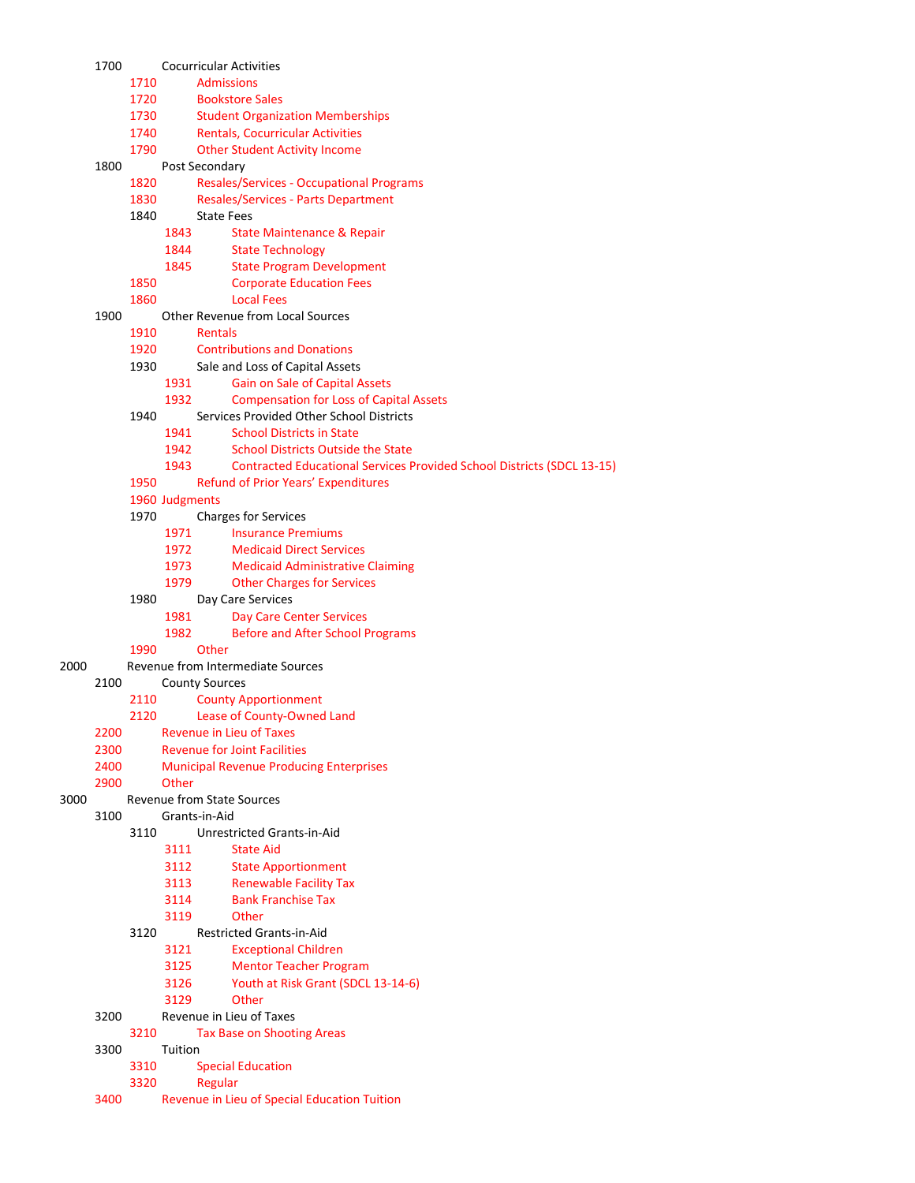- 1700 Cocurricular Activities
  - 1710 Admissions
  - 1720 Bookstore Sales
  - 1730 Student Organization Memberships
  - 1740 Rentals, Cocurricular Activities
  - 1790 Other Student Activity Income
- 1800 Post Secondary
  - 1820 Resales/Services - Occupational Programs
  - 1830 Resales/Services - Parts Department
  - 1840 State Fees
    - 1843 State Maintenance & Repair
    - 1844 State Technology
    - 1845 State Program Development
  - 1850 Corporate Education Fees
  - 1860 Local Fees
- 1900 Other Revenue from Local Sources
  - 1910 Rentals
  - 1920 Contributions and Donations
  - 1930 Sale and Loss of Capital Assets
    - 1931 Gain on Sale of Capital Assets
    - 1932 Compensation for Loss of Capital Assets
  - 1940 Services Provided Other School Districts
    - 1941 School Districts in State
    - 1942 School Districts Outside the State
    - 1943 Contracted Educational Services Provided School Districts (SDCL 13-15)
  - 1950 Refund of Prior Years' Expenditures
  - 1960 Judgments
  - 1970 Charges for Services
    - 1971 Insurance Premiums
    - 1972 Medicaid Direct Services
    - 1973 Medicaid Administrative Claiming
    - 1979 Other Charges for Services
  - 1980 Day Care Services
    - 1981 Day Care Center Services
    - 1982 Before and After School Programs
  - 1990 Other

2000 Revenue from Intermediate Sources
- 2100 County Sources
  - 2110 County Apportionment
  - 2120 Lease of County-Owned Land
- 2200 Revenue in Lieu of Taxes
- 2300 Revenue for Joint Facilities
- 2400 Municipal Revenue Producing Enterprises
- 2900 Other

3000 Revenue from State Sources
- 3100 Grants-in-Aid
  - 3110 Unrestricted Grants-in-Aid
    - 3111 State Aid
    - 3112 State Apportionment
    - 3113 Renewable Facility Tax
    - 3114 Bank Franchise Tax
    - 3119 Other
  - 3120 Restricted Grants-in-Aid
    - 3121 Exceptional Children
    - 3125 Mentor Teacher Program
    - 3126 Youth at Risk Grant (SDCL 13-14-6)
    - 3129 Other
- 3200 Revenue in Lieu of Taxes
  - 3210 Tax Base on Shooting Areas
- 3300 Tuition
  - 3310 Special Education
  - 3320 Regular
- 3400 Revenue in Lieu of Special Education Tuition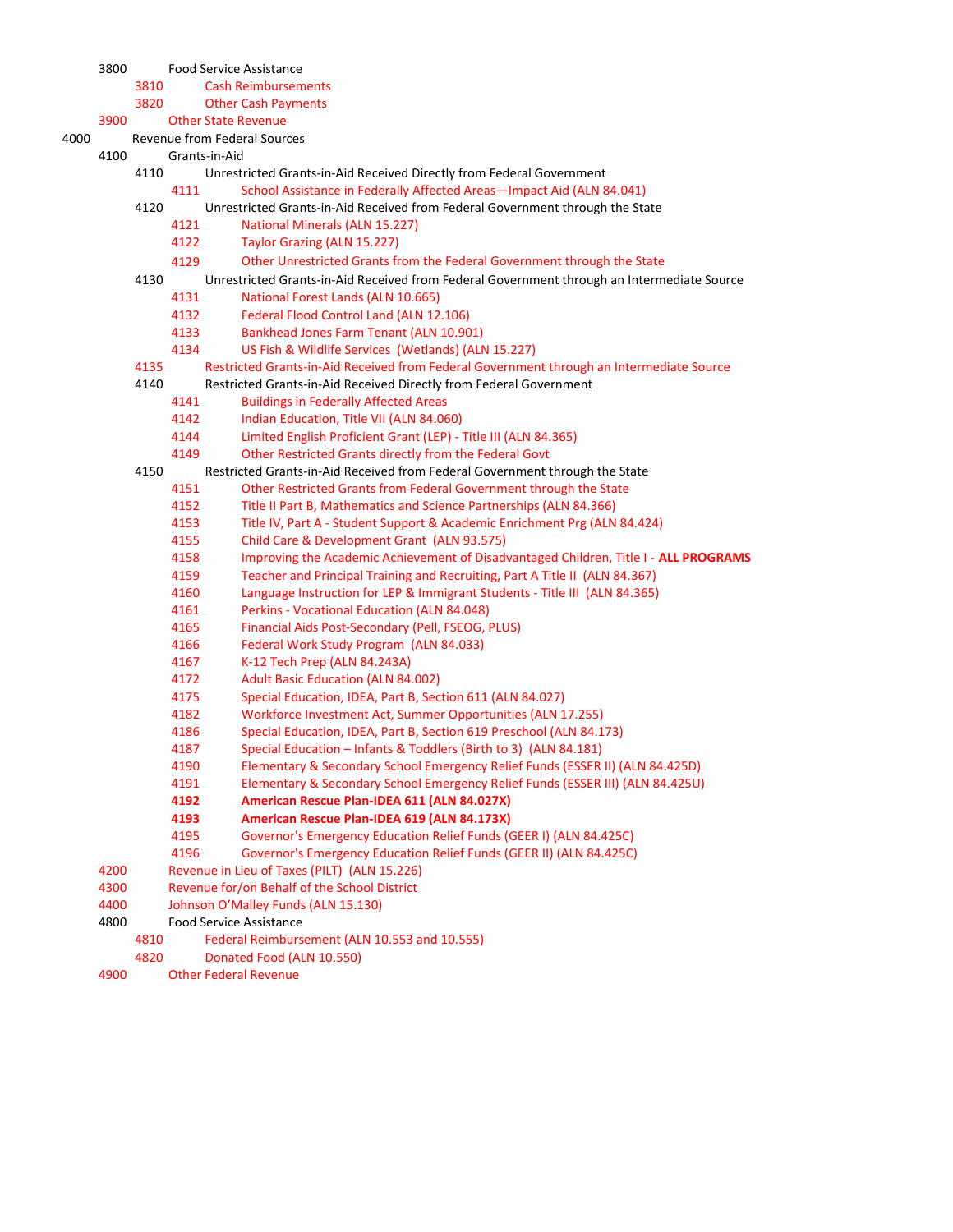- 3800 Food Service Assistance
  - 3810 Cash Reimbursements
  - 3820 Other Cash Payments
- 3900 Other State Revenue

4000 Revenue from Federal Sources

- 4100 Grants-in-Aid
  - 4110 Unrestricted Grants-in-Aid Received Directly from Federal Government
    - 4111 School Assistance in Federally Affected Areas—Impact Aid (ALN 84.041)
  - 4120 Unrestricted Grants-in-Aid Received from Federal Government through the State
    - 4121 National Minerals (ALN 15.227)
    - 4122 Taylor Grazing (ALN 15.227)
    - 4129 Other Unrestricted Grants from the Federal Government through the State
  - 4130 Unrestricted Grants-in-Aid Received from Federal Government through an Intermediate Source
    - 4131 National Forest Lands (ALN 10.665)
    - 4132 Federal Flood Control Land (ALN 12.106)
    - 4133 Bankhead Jones Farm Tenant (ALN 10.901)
    - 4134 US Fish & Wildlife Services (Wetlands) (ALN 15.227)
  - 4135 Restricted Grants-in-Aid Received from Federal Government through an Intermediate Source
  - 4140 Restricted Grants-in-Aid Received Directly from Federal Government
    - 4141 Buildings in Federally Affected Areas
    - 4142 Indian Education, Title VII (ALN 84.060)
    - 4144 Limited English Proficient Grant (LEP) - Title III (ALN 84.365)
    - 4149 Other Restricted Grants directly from the Federal Govt
  - 4150 Restricted Grants-in-Aid Received from Federal Government through the State
    - 4151 Other Restricted Grants from Federal Government through the State
    - 4152 Title II Part B, Mathematics and Science Partnerships (ALN 84.366)
    - 4153 Title IV, Part A - Student Support & Academic Enrichment Prg (ALN 84.424)
    - 4155 Child Care & Development Grant (ALN 93.575)
    - 4158 Improving the Academic Achievement of Disadvantaged Children, Title I - **ALL PROGRAMS**
    - 4159 Teacher and Principal Training and Recruiting, Part A Title II (ALN 84.367)
    - 4160 Language Instruction for LEP & Immigrant Students - Title III (ALN 84.365)
    - 4161 Perkins - Vocational Education (ALN 84.048)
    - 4165 Financial Aids Post-Secondary (Pell, FSEOG, PLUS)
    - 4166 Federal Work Study Program (ALN 84.033)
    - 4167 K-12 Tech Prep (ALN 84.243A)
    - 4172 Adult Basic Education (ALN 84.002)
    - 4175 Special Education, IDEA, Part B, Section 611 (ALN 84.027)
    - 4182 Workforce Investment Act, Summer Opportunities (ALN 17.255)
    - 4186 Special Education, IDEA, Part B, Section 619 Preschool (ALN 84.173)
    - 4187 Special Education – Infants & Toddlers (Birth to 3) (ALN 84.181)
    - 4190 Elementary & Secondary School Emergency Relief Funds (ESSER II) (ALN 84.425D)
    - 4191 Elementary & Secondary School Emergency Relief Funds (ESSER III) (ALN 84.425U)
    - **4192 American Rescue Plan-IDEA 611 (ALN 84.027X)**
    - **4193 American Rescue Plan-IDEA 619 (ALN 84.173X)**
    - 4195 Governor's Emergency Education Relief Funds (GEER I) (ALN 84.425C)
    - 4196 Governor's Emergency Education Relief Funds (GEER II) (ALN 84.425C)
- 4200 Revenue in Lieu of Taxes (PILT) (ALN 15.226)
- 4300 Revenue for/on Behalf of the School District
- 4400 Johnson O'Malley Funds (ALN 15.130)
- 4800 Food Service Assistance
  - 4810 Federal Reimbursement (ALN 10.553 and 10.555)
  - 4820 Donated Food (ALN 10.550)
- 4900 Other Federal Revenue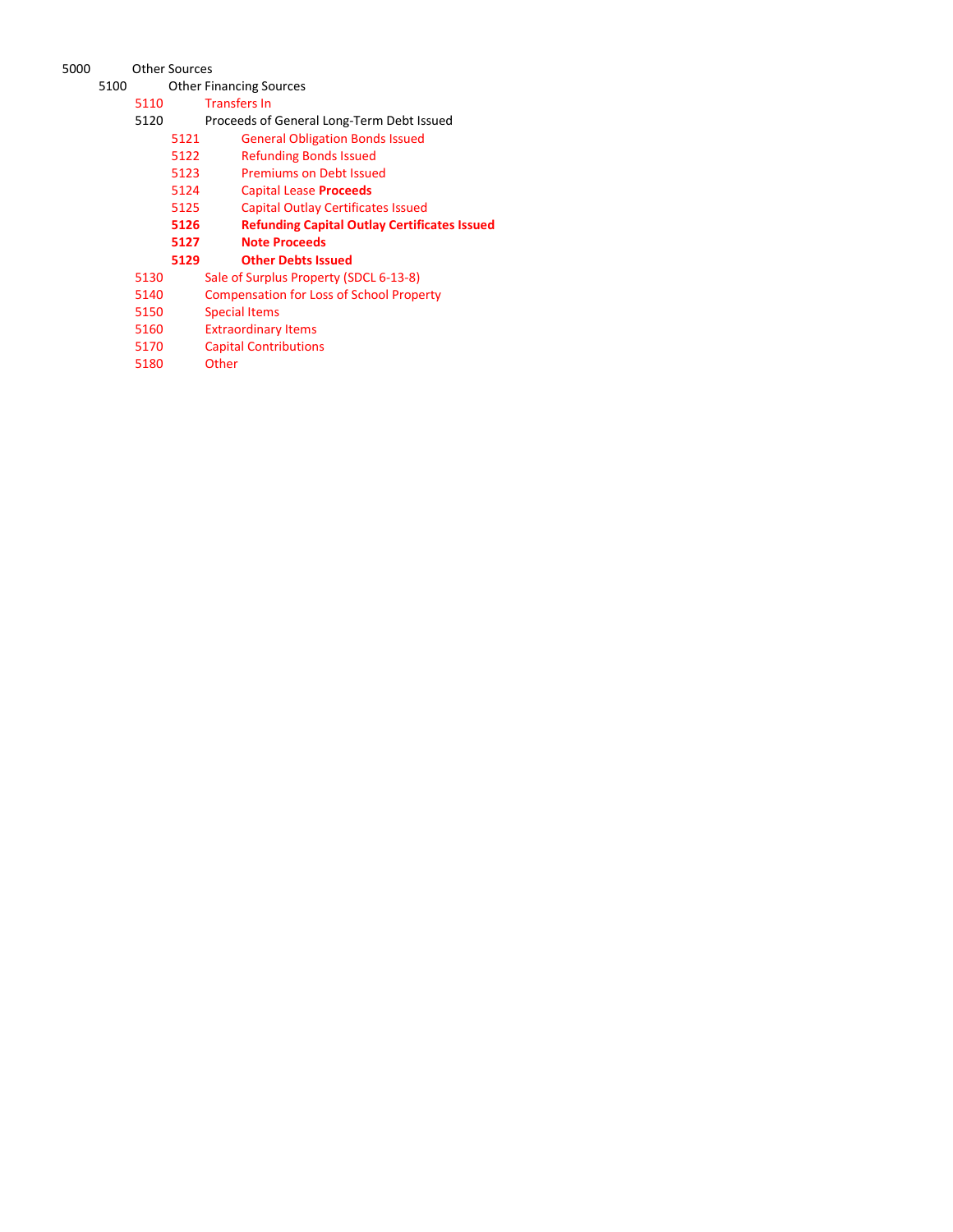- 5000 Other Sources
  - 5100 Other Financing Sources
    - 5110 Transfers In
    - 5120 Proceeds of General Long-Term Debt Issued
      - 5121 General Obligation Bonds Issued
      - 5122 Refunding Bonds Issued
      - 5123 Premiums on Debt Issued
      - 5124 Capital Lease **Proceeds**
      - 5125 Capital Outlay Certificates Issued
      - **5126 Refunding Capital Outlay Certificates Issued**
      - **5127 Note Proceeds**
      - **5129 Other Debts Issued**
    - 5130 Sale of Surplus Property (SDCL 6-13-8)
    - 5140 Compensation for Loss of School Property
    - 5150 Special Items
    - 5160 Extraordinary Items
    - 5170 Capital Contributions
    - 5180 Other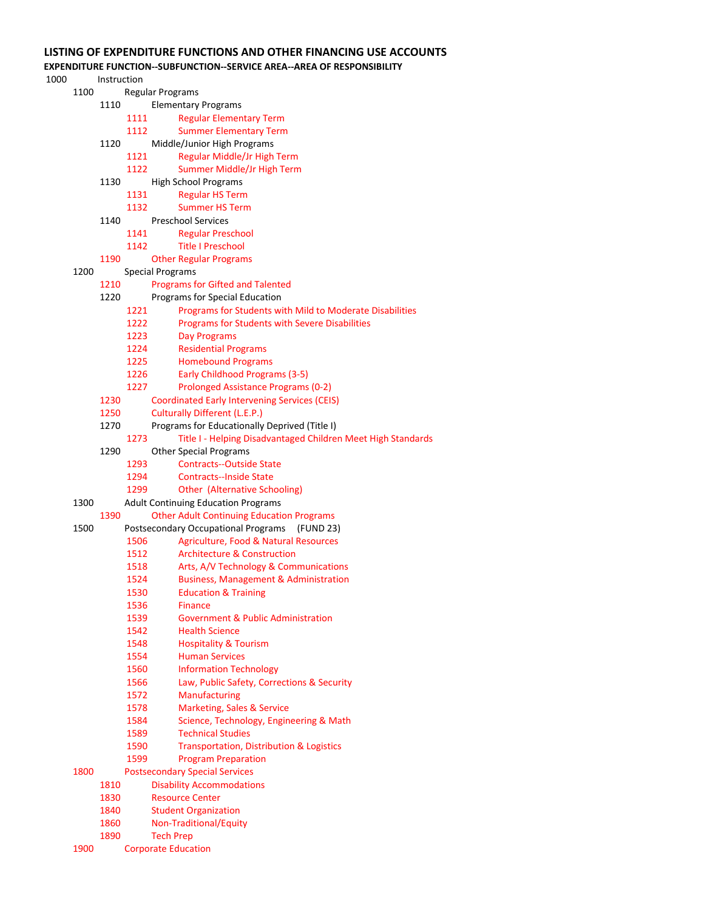# LISTING OF EXPENDITURE FUNCTIONS AND OTHER FINANCING USE ACCOUNTS

**EXPENDITURE FUNCTION--SUBFUNCTION--SERVICE AREA--AREA OF RESPONSIBILITY**

- 1000 Instruction
  - 1100 Regular Programs
    - 1110 Elementary Programs
      - 1111 Regular Elementary Term
      - 1112 Summer Elementary Term
    - 1120 Middle/Junior High Programs
      - 1121 Regular Middle/Jr High Term
      - 1122 Summer Middle/Jr High Term
    - 1130 High School Programs
      - 1131 Regular HS Term
      - 1132 Summer HS Term
    - 1140 Preschool Services
      - 1141 Regular Preschool
      - 1142 Title I Preschool
    - 1190 Other Regular Programs
  - 1200 Special Programs
    - 1210 Programs for Gifted and Talented
    - 1220 Programs for Special Education
      - 1221 Programs for Students with Mild to Moderate Disabilities
      - 1222 Programs for Students with Severe Disabilities
      - 1223 Day Programs
      - 1224 Residential Programs
      - 1225 Homebound Programs
      - 1226 Early Childhood Programs (3-5)
      - 1227 Prolonged Assistance Programs (0-2)
    - 1230 Coordinated Early Intervening Services (CEIS)
    - 1250 Culturally Different (L.E.P.)
    - 1270 Programs for Educationally Deprived (Title I)
      - 1273 Title I - Helping Disadvantaged Children Meet High Standards
    - 1290 Other Special Programs
      - 1293 Contracts--Outside State
      - 1294 Contracts--Inside State
      - 1299 Other (Alternative Schooling)
  - 1300 Adult Continuing Education Programs
    - 1390 Other Adult Continuing Education Programs
  - 1500 Postsecondary Occupational Programs (FUND 23)
    - 1506 Agriculture, Food & Natural Resources
    - 1512 Architecture & Construction
    - 1518 Arts, A/V Technology & Communications
    - 1524 Business, Management & Administration
    - 1530 Education & Training
    - 1536 Finance
    - 1539 Government & Public Administration
    - 1542 Health Science
    - 1548 Hospitality & Tourism
    - 1554 Human Services
    - 1560 Information Technology
    - 1566 Law, Public Safety, Corrections & Security
    - 1572 Manufacturing
    - 1578 Marketing, Sales & Service
    - 1584 Science, Technology, Engineering & Math
    - 1589 Technical Studies
    - 1590 Transportation, Distribution & Logistics
    - 1599 Program Preparation
  - 1800 Postsecondary Special Services
    - 1810 Disability Accommodations
    - 1830 Resource Center
    - 1840 Student Organization
    - 1860 Non-Traditional/Equity
    - 1890 Tech Prep
  - 1900 Corporate Education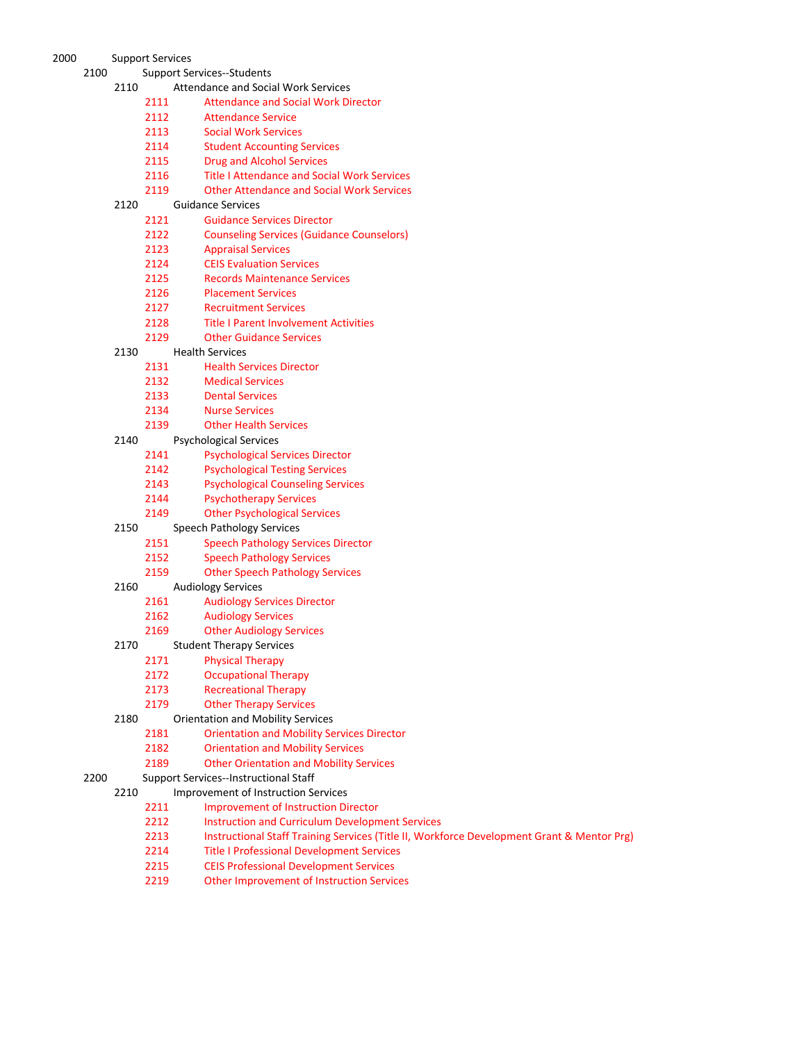| | | | | |
|---|---|---|---|---|
| 2000 | Support Services | | | |
| | 2100 | Support Services--Students | | |
| | | 2110 | Attendance and Social Work Services | |
| | | | 2111 | Attendance and Social Work Director |
| | | | 2112 | Attendance Service |
| | | | 2113 | Social Work Services |
| | | | 2114 | Student Accounting Services |
| | | | 2115 | Drug and Alcohol Services |
| | | | 2116 | Title I Attendance and Social Work Services |
| | | | 2119 | Other Attendance and Social Work Services |
| | | 2120 | Guidance Services | |
| | | | 2121 | Guidance Services Director |
| | | | 2122 | Counseling Services (Guidance Counselors) |
| | | | 2123 | Appraisal Services |
| | | | 2124 | CEIS Evaluation Services |
| | | | 2125 | Records Maintenance Services |
| | | | 2126 | Placement Services |
| | | | 2127 | Recruitment Services |
| | | | 2128 | Title I Parent Involvement Activities |
| | | | 2129 | Other Guidance Services |
| | | 2130 | Health Services | |
| | | | 2131 | Health Services Director |
| | | | 2132 | Medical Services |
| | | | 2133 | Dental Services |
| | | | 2134 | Nurse Services |
| | | | 2139 | Other Health Services |
| | | 2140 | Psychological Services | |
| | | | 2141 | Psychological Services Director |
| | | | 2142 | Psychological Testing Services |
| | | | 2143 | Psychological Counseling Services |
| | | | 2144 | Psychotherapy Services |
| | | | 2149 | Other Psychological Services |
| | | 2150 | Speech Pathology Services | |
| | | | 2151 | Speech Pathology Services Director |
| | | | 2152 | Speech Pathology Services |
| | | | 2159 | Other Speech Pathology Services |
| | | 2160 | Audiology Services | |
| | | | 2161 | Audiology Services Director |
| | | | 2162 | Audiology Services |
| | | | 2169 | Other Audiology Services |
| | | 2170 | Student Therapy Services | |
| | | | 2171 | Physical Therapy |
| | | | 2172 | Occupational Therapy |
| | | | 2173 | Recreational Therapy |
| | | | 2179 | Other Therapy Services |
| | | 2180 | Orientation and Mobility Services | |
| | | | 2181 | Orientation and Mobility Services Director |
| | | | 2182 | Orientation and Mobility Services |
| | | | 2189 | Other Orientation and Mobility Services |
| | 2200 | Support Services--Instructional Staff | | |
| | | 2210 | Improvement of Instruction Services | |
| | | | 2211 | Improvement of Instruction Director |
| | | | 2212 | Instruction and Curriculum Development Services |
| | | | 2213 | Instructional Staff Training Services (Title II, Workforce Development Grant & Mentor Prg) |
| | | | 2214 | Title I Professional Development Services |
| | | | 2215 | CEIS Professional Development Services |
| | | | 2219 | Other Improvement of Instruction Services |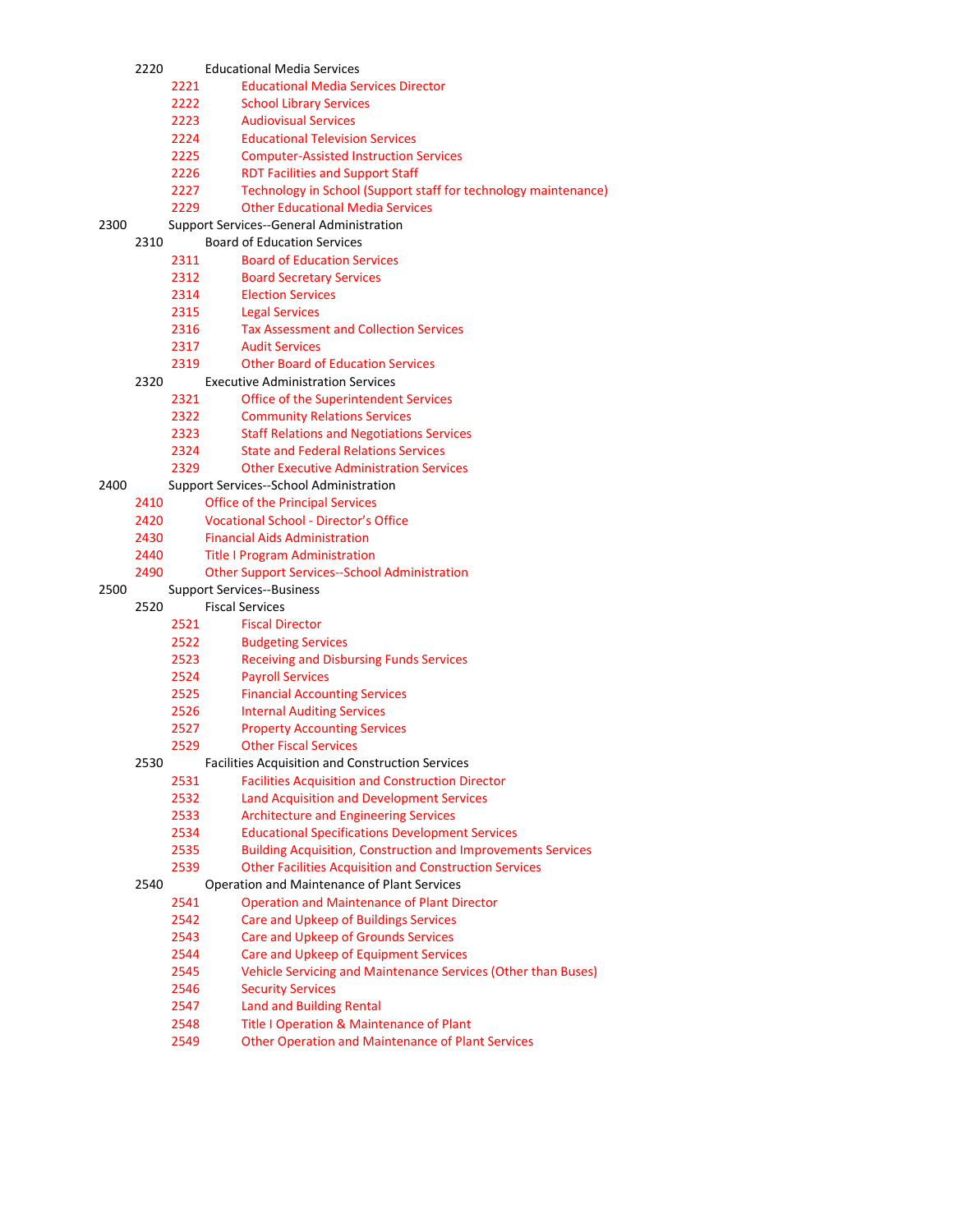- 2220 Educational Media Services
  - 2221 Educational Media Services Director
  - 2222 School Library Services
  - 2223 Audiovisual Services
  - 2224 Educational Television Services
  - 2225 Computer-Assisted Instruction Services
  - 2226 RDT Facilities and Support Staff
  - 2227 Technology in School (Support staff for technology maintenance)
  - 2229 Other Educational Media Services

2300 Support Services--General Administration

- 2310 Board of Education Services
  - 2311 Board of Education Services
  - 2312 Board Secretary Services
  - 2314 Election Services
  - 2315 Legal Services
  - 2316 Tax Assessment and Collection Services
  - 2317 Audit Services
  - 2319 Other Board of Education Services
- 2320 Executive Administration Services
  - 2321 Office of the Superintendent Services
  - 2322 Community Relations Services
  - 2323 Staff Relations and Negotiations Services
  - 2324 State and Federal Relations Services
  - 2329 Other Executive Administration Services

2400 Support Services--School Administration

- 2410 Office of the Principal Services
- 2420 Vocational School - Director's Office
- 2430 Financial Aids Administration
- 2440 Title I Program Administration
- 2490 Other Support Services--School Administration

2500 Support Services--Business

- 2520 Fiscal Services
  - 2521 Fiscal Director
  - 2522 Budgeting Services
  - 2523 Receiving and Disbursing Funds Services
  - 2524 Payroll Services
  - 2525 Financial Accounting Services
  - 2526 Internal Auditing Services
  - 2527 Property Accounting Services
  - 2529 Other Fiscal Services
- 2530 Facilities Acquisition and Construction Services
  - 2531 Facilities Acquisition and Construction Director
  - 2532 Land Acquisition and Development Services
  - 2533 Architecture and Engineering Services
  - 2534 Educational Specifications Development Services
  - 2535 Building Acquisition, Construction and Improvements Services
  - 2539 Other Facilities Acquisition and Construction Services
- 2540 Operation and Maintenance of Plant Services
  - 2541 Operation and Maintenance of Plant Director
  - 2542 Care and Upkeep of Buildings Services
  - 2543 Care and Upkeep of Grounds Services
  - 2544 Care and Upkeep of Equipment Services
  - 2545 Vehicle Servicing and Maintenance Services (Other than Buses)
  - 2546 Security Services
  - 2547 Land and Building Rental
  - 2548 Title I Operation & Maintenance of Plant
  - 2549 Other Operation and Maintenance of Plant Services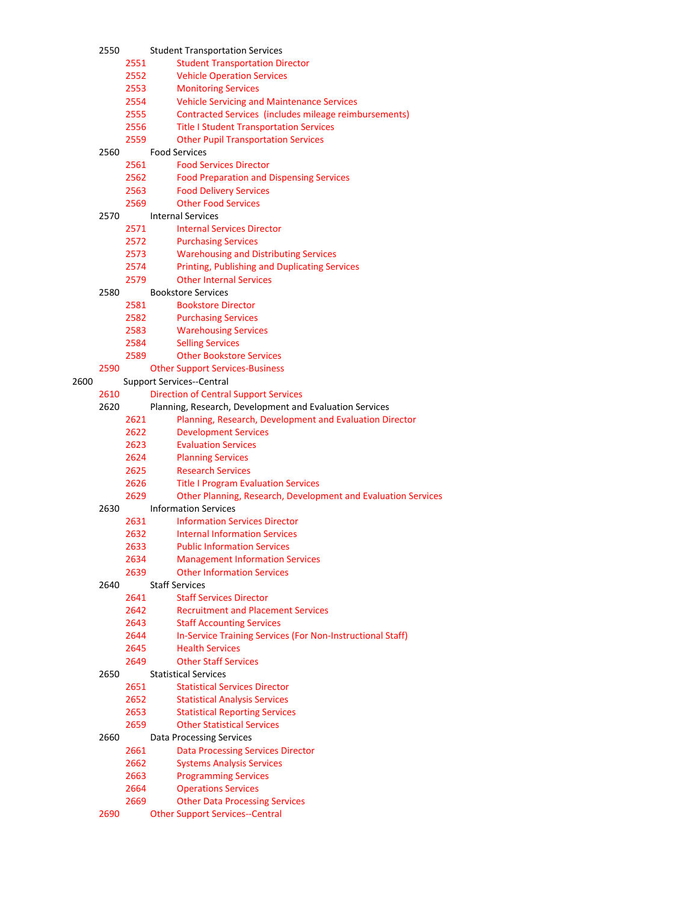- 2550 Student Transportation Services
  - 2551 Student Transportation Director
  - 2552 Vehicle Operation Services
  - 2553 Monitoring Services
  - 2554 Vehicle Servicing and Maintenance Services
  - 2555 Contracted Services (includes mileage reimbursements)
  - 2556 Title I Student Transportation Services
  - 2559 Other Pupil Transportation Services
- 2560 Food Services
  - 2561 Food Services Director
  - 2562 Food Preparation and Dispensing Services
  - 2563 Food Delivery Services
  - 2569 Other Food Services
- 2570 Internal Services
  - 2571 Internal Services Director
  - 2572 Purchasing Services
  - 2573 Warehousing and Distributing Services
  - 2574 Printing, Publishing and Duplicating Services
  - 2579 Other Internal Services
- 2580 Bookstore Services
  - 2581 Bookstore Director
  - 2582 Purchasing Services
  - 2583 Warehousing Services
  - 2584 Selling Services
  - 2589 Other Bookstore Services
- 2590 Other Support Services-Business

2600 Support Services--Central

- 2610 Direction of Central Support Services
- 2620 Planning, Research, Development and Evaluation Services
  - 2621 Planning, Research, Development and Evaluation Director
  - 2622 Development Services
  - 2623 Evaluation Services
  - 2624 Planning Services
  - 2625 Research Services
  - 2626 Title I Program Evaluation Services
  - 2629 Other Planning, Research, Development and Evaluation Services
- 2630 Information Services
  - 2631 Information Services Director
  - 2632 Internal Information Services
  - 2633 Public Information Services
  - 2634 Management Information Services
  - 2639 Other Information Services
- 2640 Staff Services
  - 2641 Staff Services Director
  - 2642 Recruitment and Placement Services
  - 2643 Staff Accounting Services
  - 2644 In-Service Training Services (For Non-Instructional Staff)
  - 2645 Health Services
  - 2649 Other Staff Services
- 2650 Statistical Services
  - 2651 Statistical Services Director
  - 2652 Statistical Analysis Services
  - 2653 Statistical Reporting Services
  - 2659 Other Statistical Services
- 2660 Data Processing Services
  - 2661 Data Processing Services Director
  - 2662 Systems Analysis Services
  - 2663 Programming Services
  - 2664 Operations Services
  - 2669 Other Data Processing Services
- 2690 Other Support Services--Central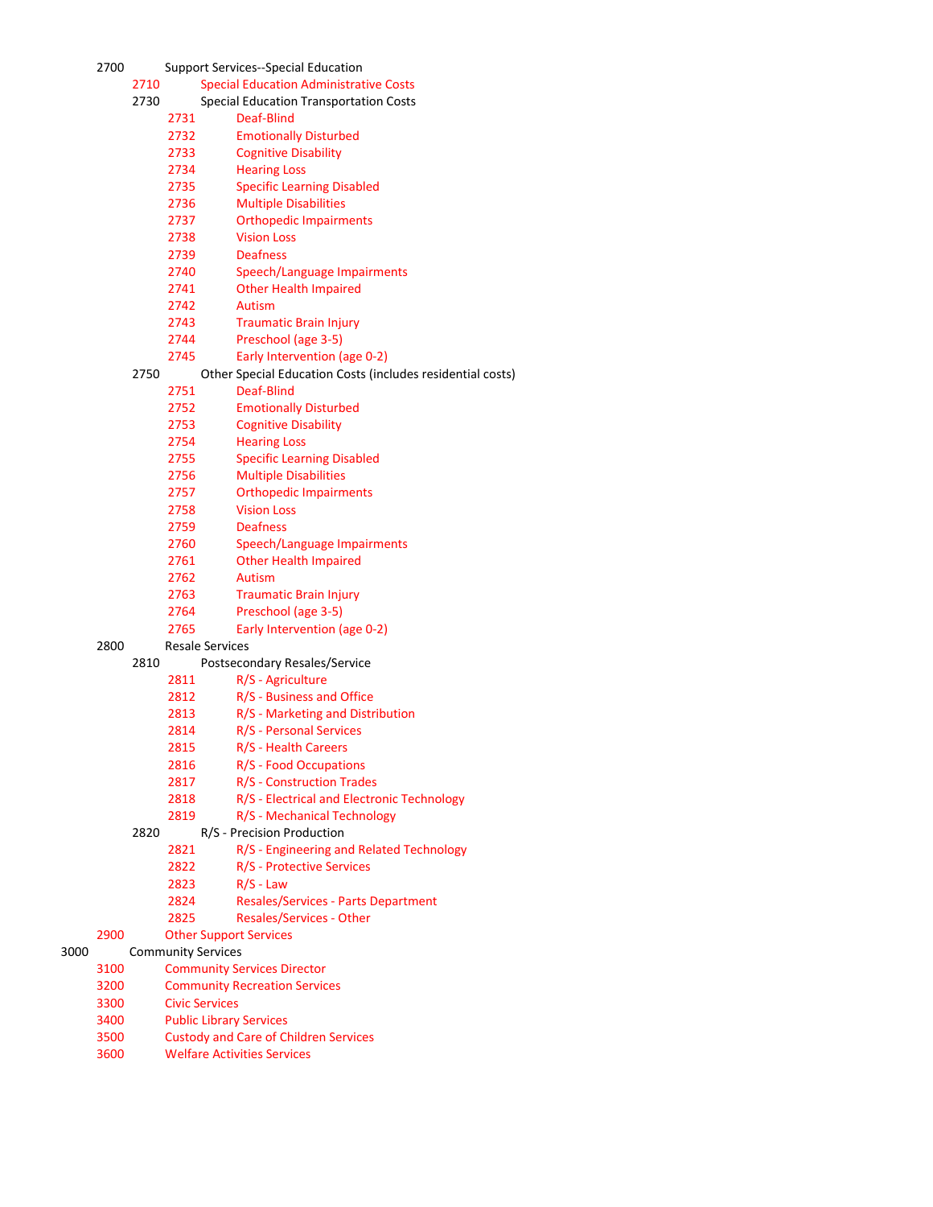- 2700 Support Services--Special Education
  - 2710 Special Education Administrative Costs
  - 2730 Special Education Transportation Costs
    - 2731 Deaf-Blind
    - 2732 Emotionally Disturbed
    - 2733 Cognitive Disability
    - 2734 Hearing Loss
    - 2735 Specific Learning Disabled
    - 2736 Multiple Disabilities
    - 2737 Orthopedic Impairments
    - 2738 Vision Loss
    - 2739 Deafness
    - 2740 Speech/Language Impairments
    - 2741 Other Health Impaired
    - 2742 Autism
    - 2743 Traumatic Brain Injury
    - 2744 Preschool (age 3-5)
    - 2745 Early Intervention (age 0-2)
  - 2750 Other Special Education Costs (includes residential costs)
    - 2751 Deaf-Blind
    - 2752 Emotionally Disturbed
    - 2753 Cognitive Disability
    - 2754 Hearing Loss
    - 2755 Specific Learning Disabled
    - 2756 Multiple Disabilities
    - 2757 Orthopedic Impairments
    - 2758 Vision Loss
    - 2759 Deafness
    - 2760 Speech/Language Impairments
    - 2761 Other Health Impaired
    - 2762 Autism
    - 2763 Traumatic Brain Injury
    - 2764 Preschool (age 3-5)
    - 2765 Early Intervention (age 0-2)
- 2800 Resale Services
  - 2810 Postsecondary Resales/Service
    - 2811 R/S - Agriculture
    - 2812 R/S - Business and Office
    - 2813 R/S - Marketing and Distribution
    - 2814 R/S - Personal Services
    - 2815 R/S - Health Careers
    - 2816 R/S - Food Occupations
    - 2817 R/S - Construction Trades
    - 2818 R/S - Electrical and Electronic Technology
    - 2819 R/S - Mechanical Technology
  - 2820 R/S - Precision Production
    - 2821 R/S - Engineering and Related Technology
    - 2822 R/S - Protective Services
    - 2823 R/S - Law
    - 2824 Resales/Services - Parts Department
    - 2825 Resales/Services - Other
- 2900 Other Support Services

3000 Community Services
- 3100 Community Services Director
- 3200 Community Recreation Services
- 3300 Civic Services
- 3400 Public Library Services
- 3500 Custody and Care of Children Services
- 3600 Welfare Activities Services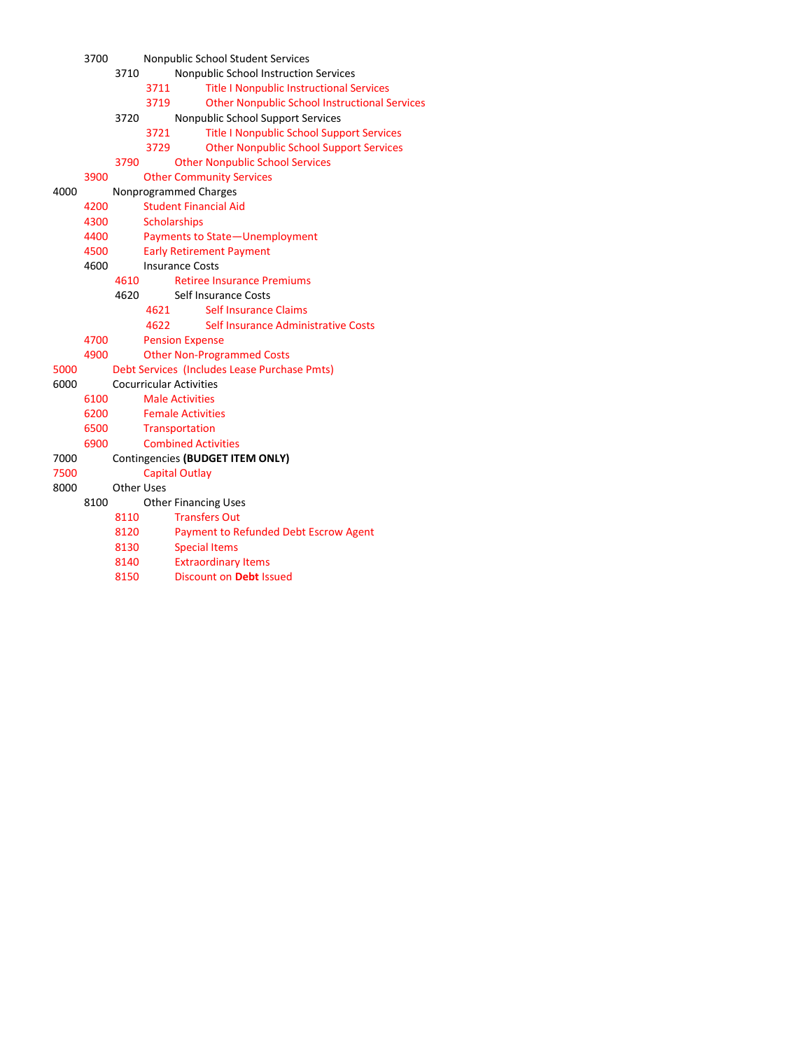- 3700 Nonpublic School Student Services
  - 3710 Nonpublic School Instruction Services
    - 3711 Title I Nonpublic Instructional Services
    - 3719 Other Nonpublic School Instructional Services
  - 3720 Nonpublic School Support Services
    - 3721 Title I Nonpublic School Support Services
    - 3729 Other Nonpublic School Support Services
  - 3790 Other Nonpublic School Services
- 3900 Other Community Services

4000 Nonprogrammed Charges

- 4200 Student Financial Aid
- 4300 Scholarships
- 4400 Payments to State—Unemployment
- 4500 Early Retirement Payment
- 4600 Insurance Costs
  - 4610 Retiree Insurance Premiums
  - 4620 Self Insurance Costs
    - 4621 Self Insurance Claims
    - 4622 Self Insurance Administrative Costs
- 4700 Pension Expense
- 4900 Other Non-Programmed Costs

5000 Debt Services (Includes Lease Purchase Pmts)

6000 Cocurricular Activities

- 6100 Male Activities
- 6200 Female Activities
- 6500 Transportation
- 6900 Combined Activities

7000 Contingencies **(BUDGET ITEM ONLY)**

7500 Capital Outlay

8000 Other Uses

- 8100 Other Financing Uses
  - 8110 Transfers Out
  - 8120 Payment to Refunded Debt Escrow Agent
  - 8130 Special Items
  - 8140 Extraordinary Items
  - 8150 Discount on **Debt** Issued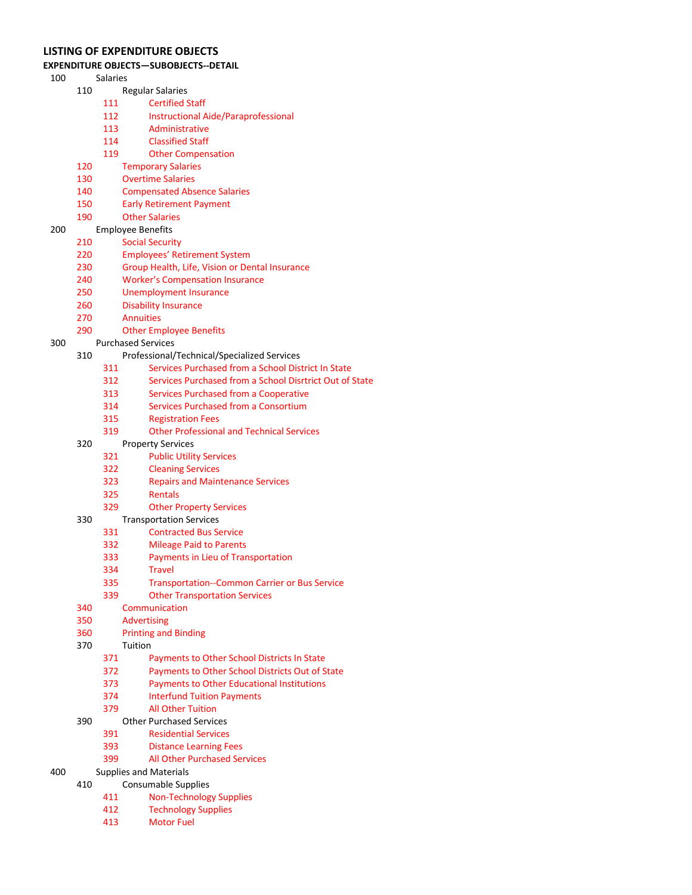## LISTING OF EXPENDITURE OBJECTS

**EXPENDITURE OBJECTS—SUBOBJECTS--DETAIL**

- 100 Salaries
  - 110 Regular Salaries
    - 111 Certified Staff
    - 112 Instructional Aide/Paraprofessional
    - 113 Administrative
    - 114 Classified Staff
    - 119 Other Compensation
  - 120 Temporary Salaries
  - 130 Overtime Salaries
  - 140 Compensated Absence Salaries
  - 150 Early Retirement Payment
  - 190 Other Salaries
- 200 Employee Benefits
  - 210 Social Security
  - 220 Employees' Retirement System
  - 230 Group Health, Life, Vision or Dental Insurance
  - 240 Worker's Compensation Insurance
  - 250 Unemployment Insurance
  - 260 Disability Insurance
  - 270 Annuities
  - 290 Other Employee Benefits
- 300 Purchased Services
  - 310 Professional/Technical/Specialized Services
    - 311 Services Purchased from a School District In State
    - 312 Services Purchased from a School Disrtrict Out of State
    - 313 Services Purchased from a Cooperative
    - 314 Services Purchased from a Consortium
    - 315 Registration Fees
    - 319 Other Professional and Technical Services
  - 320 Property Services
    - 321 Public Utility Services
    - 322 Cleaning Services
    - 323 Repairs and Maintenance Services
    - 325 Rentals
    - 329 Other Property Services
  - 330 Transportation Services
    - 331 Contracted Bus Service
    - 332 Mileage Paid to Parents
    - 333 Payments in Lieu of Transportation
    - 334 Travel
    - 335 Transportation--Common Carrier or Bus Service
    - 339 Other Transportation Services
  - 340 Communication
  - 350 Advertising
  - 360 Printing and Binding
  - 370 Tuition
    - 371 Payments to Other School Districts In State
    - 372 Payments to Other School Districts Out of State
    - 373 Payments to Other Educational Institutions
    - 374 Interfund Tuition Payments
    - 379 All Other Tuition
  - 390 Other Purchased Services
    - 391 Residential Services
    - 393 Distance Learning Fees
    - 399 All Other Purchased Services
- 400 Supplies and Materials
  - 410 Consumable Supplies
    - 411 Non-Technology Supplies
    - 412 Technology Supplies
    - 413 Motor Fuel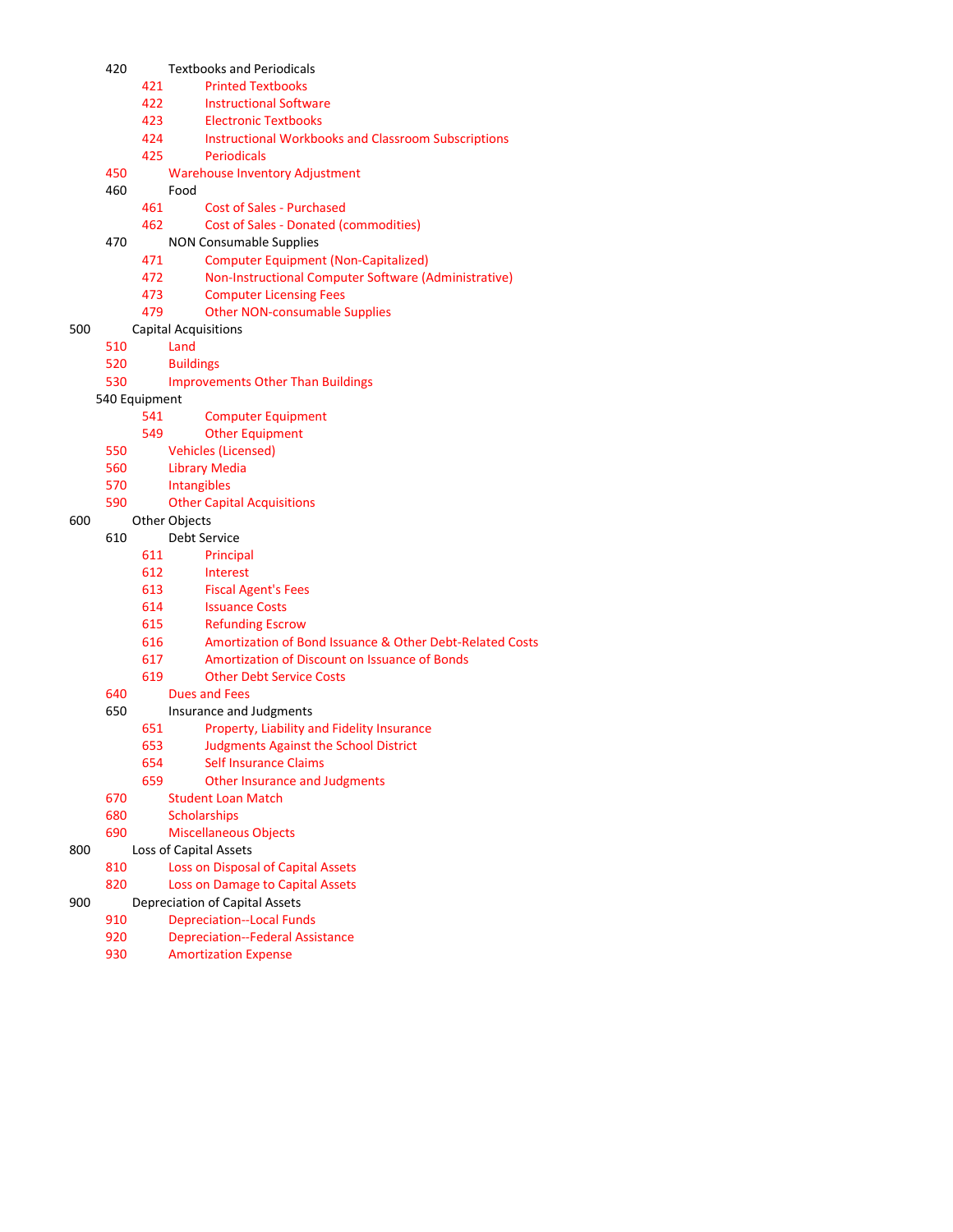| | | |
|---|---|---|
| 420 | Textbooks and Periodicals | |
| | 421 | Printed Textbooks |
| | 422 | Instructional Software |
| | 423 | Electronic Textbooks |
| | 424 | Instructional Workbooks and Classroom Subscriptions |
| | 425 | Periodicals |
| 450 | Warehouse Inventory Adjustment | |
| 460 | Food | |
| | 461 | Cost of Sales - Purchased |
| | 462 | Cost of Sales - Donated (commodities) |
| 470 | NON Consumable Supplies | |
| | 471 | Computer Equipment (Non-Capitalized) |
| | 472 | Non-Instructional Computer Software (Administrative) |
| | 473 | Computer Licensing Fees |
| | 479 | Other NON-consumable Supplies |

500 Capital Acquisitions

| | | |
|---|---|---|
| 510 | Land | |
| 520 | Buildings | |
| 530 | Improvements Other Than Buildings | |
| 540 Equipment | | |
| | 541 | Computer Equipment |
| | 549 | Other Equipment |
| 550 | Vehicles (Licensed) | |
| 560 | Library Media | |
| 570 | Intangibles | |
| 590 | Other Capital Acquisitions | |

600 Other Objects

| | | |
|---|---|---|
| 610 | Debt Service | |
| | 611 | Principal |
| | 612 | Interest |
| | 613 | Fiscal Agent's Fees |
| | 614 | Issuance Costs |
| | 615 | Refunding Escrow |
| | 616 | Amortization of Bond Issuance & Other Debt-Related Costs |
| | 617 | Amortization of Discount on Issuance of Bonds |
| | 619 | Other Debt Service Costs |
| 640 | Dues and Fees | |
| 650 | Insurance and Judgments | |
| | 651 | Property, Liability and Fidelity Insurance |
| | 653 | Judgments Against the School District |
| | 654 | Self Insurance Claims |
| | 659 | Other Insurance and Judgments |
| 670 | Student Loan Match | |
| 680 | Scholarships | |
| 690 | Miscellaneous Objects | |

800 Loss of Capital Assets

| | |
|---|---|
| 810 | Loss on Disposal of Capital Assets |
| 820 | Loss on Damage to Capital Assets |

900 Depreciation of Capital Assets

| | |
|---|---|
| 910 | Depreciation--Local Funds |
| 920 | Depreciation--Federal Assistance |
| 930 | Amortization Expense |